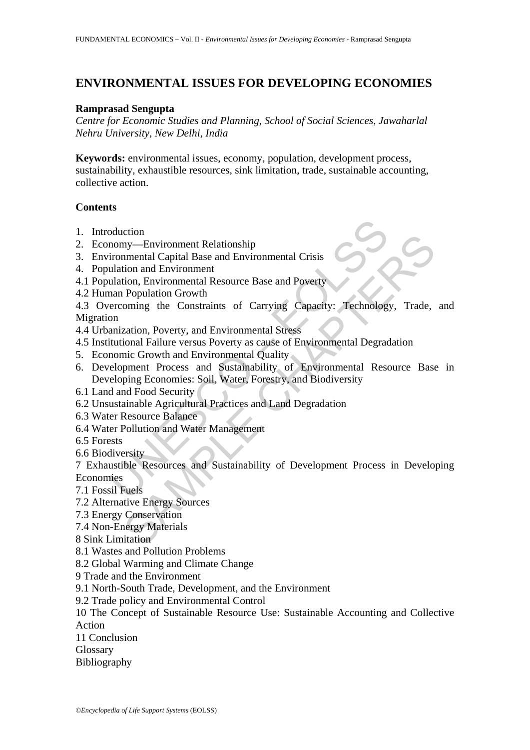# ENVIRONMENTAL ISSUES FOR DEVELOPING ECONOMIES

**Ramprasad Sengupta**

*Centre for Economic Studies and Planning, School of Social Sciences, Jawaharlal Nehru University, New Delhi, India*

**Keywords:** environmental issues, economy, population, development process, sustainability, exhaustible resources, sink limitation, trade, sustainable accounting, collective action.

## Contents

1. Introduction
2. Economy—Environment Relationship
3. Environmental Capital Base and Environmental Crisis
4. Population and Environment

4.1 Population, Environmental Resource Base and Poverty
4.2 Human Population Growth
4.3 Overcoming the Constraints of Carrying Capacity: Technology, Trade, and Migration
4.4 Urbanization, Poverty, and Environmental Stress
4.5 Institutional Failure versus Poverty as cause of Environmental Degradation

5. Economic Growth and Environmental Quality
6. Development Process and Sustainability of Environmental Resource Base in Developing Economies: Soil, Water, Forestry, and Biodiversity

6.1 Land and Food Security
6.2 Unsustainable Agricultural Practices and Land Degradation
6.3 Water Resource Balance
6.4 Water Pollution and Water Management
6.5 Forests
6.6 Biodiversity

7 Exhaustible Resources and Sustainability of Development Process in Developing Economies

7.1 Fossil Fuels
7.2 Alternative Energy Sources
7.3 Energy Conservation
7.4 Non-Energy Materials

8 Sink Limitation

8.1 Wastes and Pollution Problems
8.2 Global Warming and Climate Change

9 Trade and the Environment

9.1 North-South Trade, Development, and the Environment
9.2 Trade policy and Environmental Control

10 The Concept of Sustainable Resource Use: Sustainable Accounting and Collective Action

11 Conclusion

Glossary

Bibliography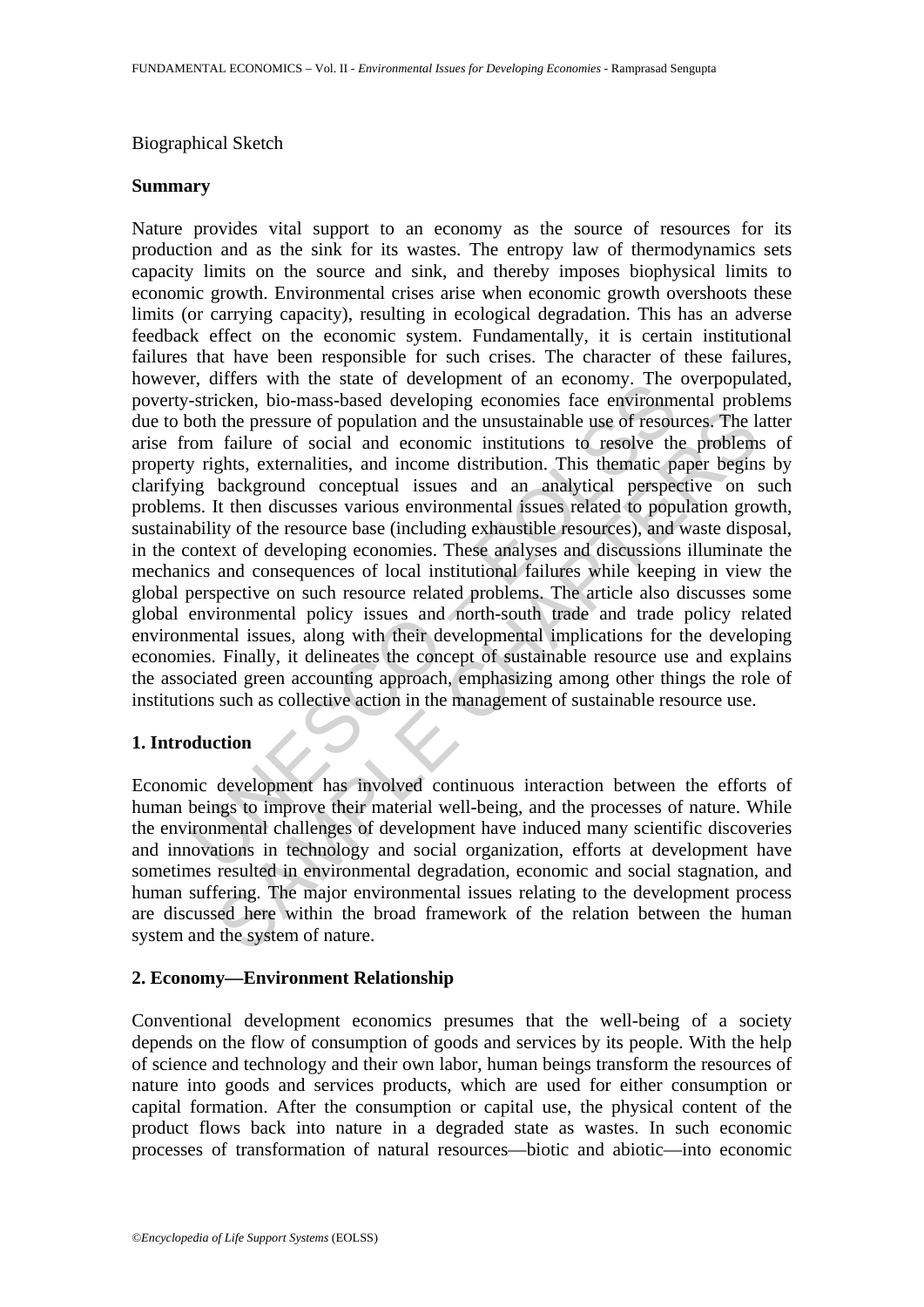Biographical Sketch

**Summary**

Nature provides vital support to an economy as the source of resources for its production and as the sink for its wastes. The entropy law of thermodynamics sets capacity limits on the source and sink, and thereby imposes biophysical limits to economic growth. Environmental crises arise when economic growth overshoots these limits (or carrying capacity), resulting in ecological degradation. This has an adverse feedback effect on the economic system. Fundamentally, it is certain institutional failures that have been responsible for such crises. The character of these failures, however, differs with the state of development of an economy. The overpopulated, poverty-stricken, bio-mass-based developing economies face environmental problems due to both the pressure of population and the unsustainable use of resources. The latter arise from failure of social and economic institutions to resolve the problems of property rights, externalities, and income distribution. This thematic paper begins by clarifying background conceptual issues and an analytical perspective on such problems. It then discusses various environmental issues related to population growth, sustainability of the resource base (including exhaustible resources), and waste disposal, in the context of developing economies. These analyses and discussions illuminate the mechanics and consequences of local institutional failures while keeping in view the global perspective on such resource related problems. The article also discusses some global environmental policy issues and north-south trade and trade policy related environmental issues, along with their developmental implications for the developing economies. Finally, it delineates the concept of sustainable resource use and explains the associated green accounting approach, emphasizing among other things the role of institutions such as collective action in the management of sustainable resource use.

**1. Introduction**

Economic development has involved continuous interaction between the efforts of human beings to improve their material well-being, and the processes of nature. While the environmental challenges of development have induced many scientific discoveries and innovations in technology and social organization, efforts at development have sometimes resulted in environmental degradation, economic and social stagnation, and human suffering. The major environmental issues relating to the development process are discussed here within the broad framework of the relation between the human system and the system of nature.

**2. Economy—Environment Relationship**

Conventional development economics presumes that the well-being of a society depends on the flow of consumption of goods and services by its people. With the help of science and technology and their own labor, human beings transform the resources of nature into goods and services products, which are used for either consumption or capital formation. After the consumption or capital use, the physical content of the product flows back into nature in a degraded state as wastes. In such economic processes of transformation of natural resources—biotic and abiotic—into economic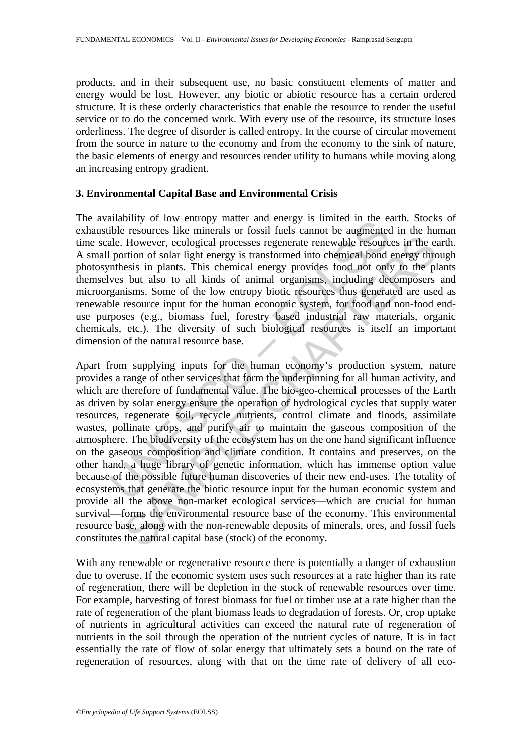products, and in their subsequent use, no basic constituent elements of matter and energy would be lost. However, any biotic or abiotic resource has a certain ordered structure. It is these orderly characteristics that enable the resource to render the useful service or to do the concerned work. With every use of the resource, its structure loses orderliness. The degree of disorder is called entropy. In the course of circular movement from the source in nature to the economy and from the economy to the sink of nature, the basic elements of energy and resources render utility to humans while moving along an increasing entropy gradient.

## 3. Environmental Capital Base and Environmental Crisis

The availability of low entropy matter and energy is limited in the earth. Stocks of exhaustible resources like minerals or fossil fuels cannot be augmented in the human time scale. However, ecological processes regenerate renewable resources in the earth. A small portion of solar light energy is transformed into chemical bond energy through photosynthesis in plants. This chemical energy provides food not only to the plants themselves but also to all kinds of animal organisms, including decomposers and microorganisms. Some of the low entropy biotic resources thus generated are used as renewable resource input for the human economic system, for food and non-food end-use purposes (e.g., biomass fuel, forestry based industrial raw materials, organic chemicals, etc.). The diversity of such biological resources is itself an important dimension of the natural resource base.

Apart from supplying inputs for the human economy's production system, nature provides a range of other services that form the underpinning for all human activity, and which are therefore of fundamental value. The bio-geo-chemical processes of the Earth as driven by solar energy ensure the operation of hydrological cycles that supply water resources, regenerate soil, recycle nutrients, control climate and floods, assimilate wastes, pollinate crops, and purify air to maintain the gaseous composition of the atmosphere. The biodiversity of the ecosystem has on the one hand significant influence on the gaseous composition and climate condition. It contains and preserves, on the other hand, a huge library of genetic information, which has immense option value because of the possible future human discoveries of their new end-uses. The totality of ecosystems that generate the biotic resource input for the human economic system and provide all the above non-market ecological services—which are crucial for human survival—forms the environmental resource base of the economy. This environmental resource base, along with the non-renewable deposits of minerals, ores, and fossil fuels constitutes the natural capital base (stock) of the economy.

With any renewable or regenerative resource there is potentially a danger of exhaustion due to overuse. If the economic system uses such resources at a rate higher than its rate of regeneration, there will be depletion in the stock of renewable resources over time. For example, harvesting of forest biomass for fuel or timber use at a rate higher than the rate of regeneration of the plant biomass leads to degradation of forests. Or, crop uptake of nutrients in agricultural activities can exceed the natural rate of regeneration of nutrients in the soil through the operation of the nutrient cycles of nature. It is in fact essentially the rate of flow of solar energy that ultimately sets a bound on the rate of regeneration of resources, along with that on the time rate of delivery of all eco-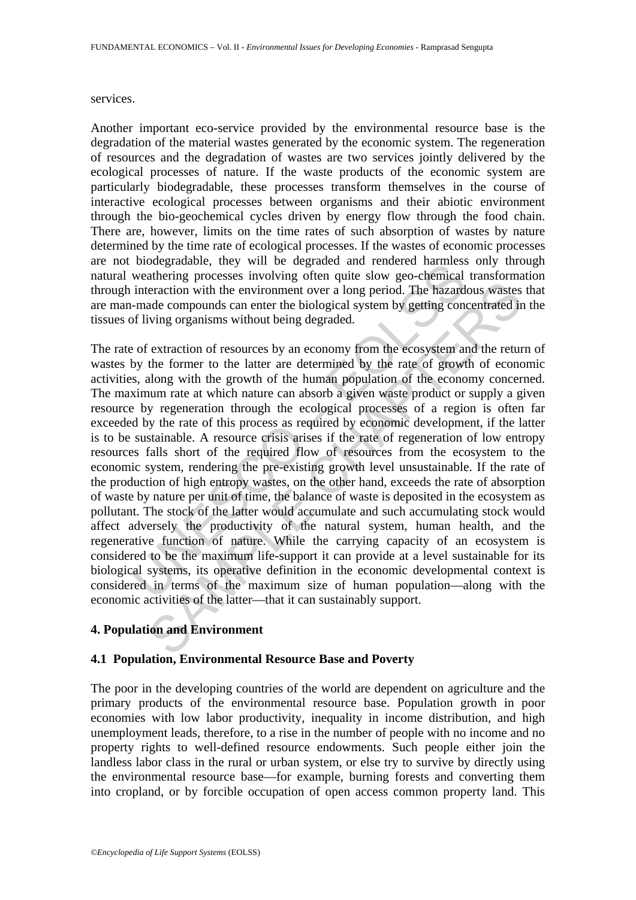services.

Another important eco-service provided by the environmental resource base is the degradation of the material wastes generated by the economic system. The regeneration of resources and the degradation of wastes are two services jointly delivered by the ecological processes of nature. If the waste products of the economic system are particularly biodegradable, these processes transform themselves in the course of interactive ecological processes between organisms and their abiotic environment through the bio-geochemical cycles driven by energy flow through the food chain. There are, however, limits on the time rates of such absorption of wastes by nature determined by the time rate of ecological processes. If the wastes of economic processes are not biodegradable, they will be degraded and rendered harmless only through natural weathering processes involving often quite slow geo-chemical transformation through interaction with the environment over a long period. The hazardous wastes that are man-made compounds can enter the biological system by getting concentrated in the tissues of living organisms without being degraded.

The rate of extraction of resources by an economy from the ecosystem and the return of wastes by the former to the latter are determined by the rate of growth of economic activities, along with the growth of the human population of the economy concerned. The maximum rate at which nature can absorb a given waste product or supply a given resource by regeneration through the ecological processes of a region is often far exceeded by the rate of this process as required by economic development, if the latter is to be sustainable. A resource crisis arises if the rate of regeneration of low entropy resources falls short of the required flow of resources from the ecosystem to the economic system, rendering the pre-existing growth level unsustainable. If the rate of the production of high entropy wastes, on the other hand, exceeds the rate of absorption of waste by nature per unit of time, the balance of waste is deposited in the ecosystem as pollutant. The stock of the latter would accumulate and such accumulating stock would affect adversely the productivity of the natural system, human health, and the regenerative function of nature. While the carrying capacity of an ecosystem is considered to be the maximum life-support it can provide at a level sustainable for its biological systems, its operative definition in the economic developmental context is considered in terms of the maximum size of human population—along with the economic activities of the latter—that it can sustainably support.

## 4. Population and Environment

### 4.1 Population, Environmental Resource Base and Poverty

The poor in the developing countries of the world are dependent on agriculture and the primary products of the environmental resource base. Population growth in poor economies with low labor productivity, inequality in income distribution, and high unemployment leads, therefore, to a rise in the number of people with no income and no property rights to well-defined resource endowments. Such people either join the landless labor class in the rural or urban system, or else try to survive by directly using the environmental resource base—for example, burning forests and converting them into cropland, or by forcible occupation of open access common property land. This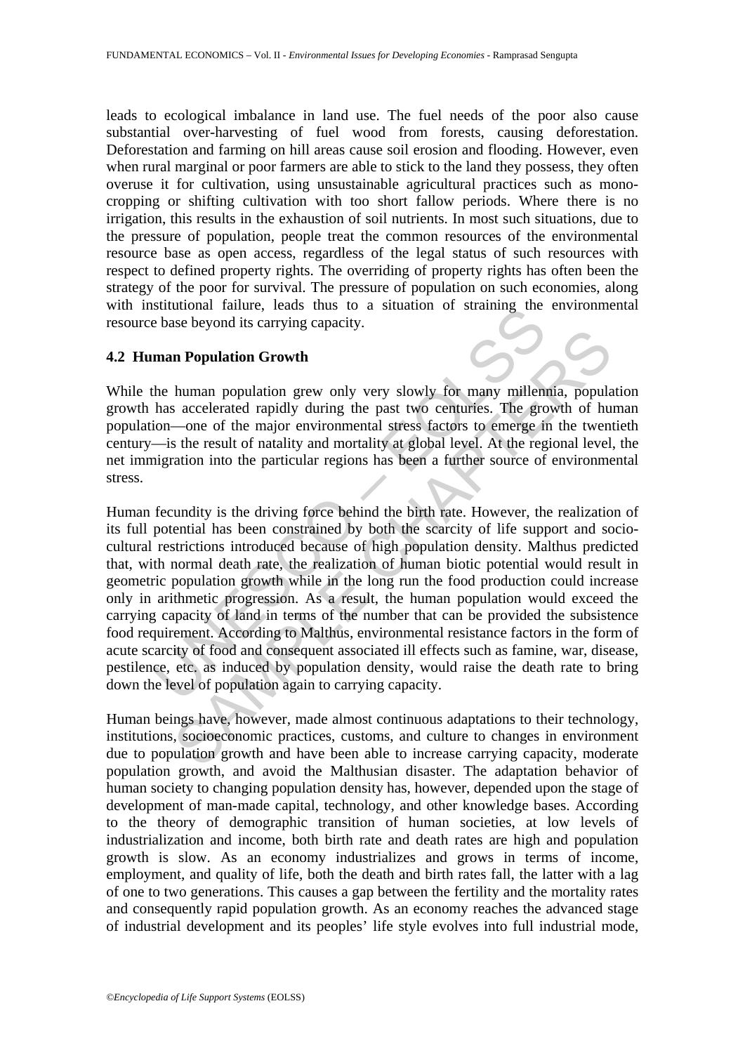leads to ecological imbalance in land use. The fuel needs of the poor also cause substantial over-harvesting of fuel wood from forests, causing deforestation. Deforestation and farming on hill areas cause soil erosion and flooding. However, even when rural marginal or poor farmers are able to stick to the land they possess, they often overuse it for cultivation, using unsustainable agricultural practices such as mono-cropping or shifting cultivation with too short fallow periods. Where there is no irrigation, this results in the exhaustion of soil nutrients. In most such situations, due to the pressure of population, people treat the common resources of the environmental resource base as open access, regardless of the legal status of such resources with respect to defined property rights. The overriding of property rights has often been the strategy of the poor for survival. The pressure of population on such economies, along with institutional failure, leads thus to a situation of straining the environmental resource base beyond its carrying capacity.

## 4.2 Human Population Growth

While the human population grew only very slowly for many millennia, population growth has accelerated rapidly during the past two centuries. The growth of human population—one of the major environmental stress factors to emerge in the twentieth century—is the result of natality and mortality at global level. At the regional level, the net immigration into the particular regions has been a further source of environmental stress.

Human fecundity is the driving force behind the birth rate. However, the realization of its full potential has been constrained by both the scarcity of life support and socio-cultural restrictions introduced because of high population density. Malthus predicted that, with normal death rate, the realization of human biotic potential would result in geometric population growth while in the long run the food production could increase only in arithmetic progression. As a result, the human population would exceed the carrying capacity of land in terms of the number that can be provided the subsistence food requirement. According to Malthus, environmental resistance factors in the form of acute scarcity of food and consequent associated ill effects such as famine, war, disease, pestilence, etc. as induced by population density, would raise the death rate to bring down the level of population again to carrying capacity.

Human beings have, however, made almost continuous adaptations to their technology, institutions, socioeconomic practices, customs, and culture to changes in environment due to population growth and have been able to increase carrying capacity, moderate population growth, and avoid the Malthusian disaster. The adaptation behavior of human society to changing population density has, however, depended upon the stage of development of man-made capital, technology, and other knowledge bases. According to the theory of demographic transition of human societies, at low levels of industrialization and income, both birth rate and death rates are high and population growth is slow. As an economy industrializes and grows in terms of income, employment, and quality of life, both the death and birth rates fall, the latter with a lag of one to two generations. This causes a gap between the fertility and the mortality rates and consequently rapid population growth. As an economy reaches the advanced stage of industrial development and its peoples' life style evolves into full industrial mode,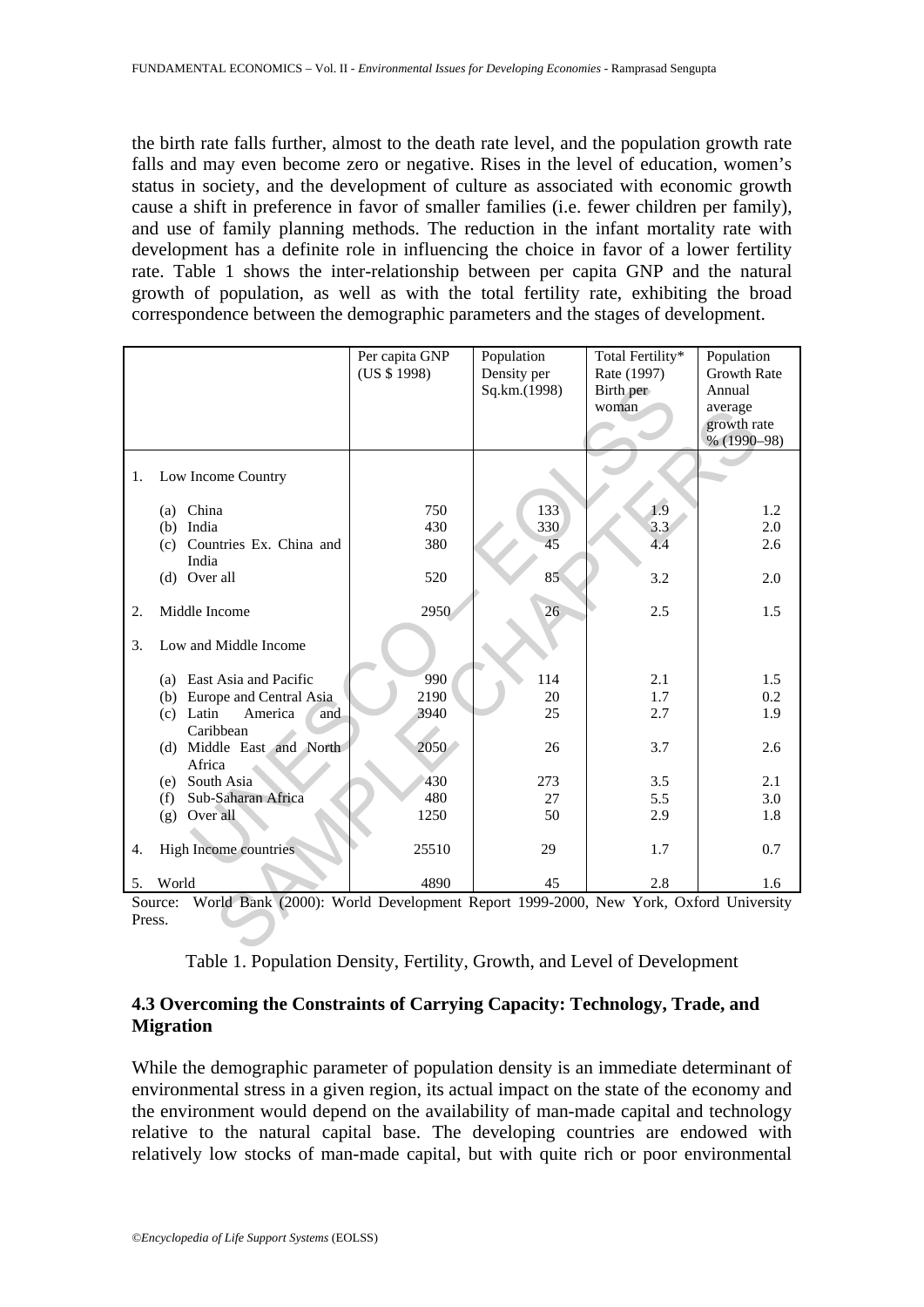the birth rate falls further, almost to the death rate level, and the population growth rate falls and may even become zero or negative. Rises in the level of education, women's status in society, and the development of culture as associated with economic growth cause a shift in preference in favor of smaller families (i.e. fewer children per family), and use of family planning methods. The reduction in the infant mortality rate with development has a definite role in influencing the choice in favor of a lower fertility rate. Table 1 shows the inter-relationship between per capita GNP and the natural growth of population, as well as with the total fertility rate, exhibiting the broad correspondence between the demographic parameters and the stages of development.

| | Per capita GNP (US $ 1998) | Population Density per Sq.km.(1998) | Total Fertility* Rate (1997) Birth per woman | Population Growth Rate Annual average growth rate % (1990–98) |
|---|---|---|---|---|
| 1. Low Income Country | | | | |
| (a) China | 750 | 133 | 1.9 | 1.2 |
| (b) India | 430 | 330 | 3.3 | 2.0 |
| (c) Countries Ex. China and India | 380 | 45 | 4.4 | 2.6 |
| (d) Over all | 520 | 85 | 3.2 | 2.0 |
| 2. Middle Income | 2950 | 26 | 2.5 | 1.5 |
| 3. Low and Middle Income | | | | |
| (a) East Asia and Pacific | 990 | 114 | 2.1 | 1.5 |
| (b) Europe and Central Asia | 2190 | 20 | 1.7 | 0.2 |
| (c) Latin America and Caribbean | 3940 | 25 | 2.7 | 1.9 |
| (d) Middle East and North Africa | 2050 | 26 | 3.7 | 2.6 |
| (e) South Asia | 430 | 273 | 3.5 | 2.1 |
| (f) Sub-Saharan Africa | 480 | 27 | 5.5 | 3.0 |
| (g) Over all | 1250 | 50 | 2.9 | 1.8 |
| 4. High Income countries | 25510 | 29 | 1.7 | 0.7 |
| 5. World | 4890 | 45 | 2.8 | 1.6 |

Source: World Bank (2000): World Development Report 1999-2000, New York, Oxford University Press.

Table 1. Population Density, Fertility, Growth, and Level of Development

### 4.3 Overcoming the Constraints of Carrying Capacity: Technology, Trade, and Migration

While the demographic parameter of population density is an immediate determinant of environmental stress in a given region, its actual impact on the state of the economy and the environment would depend on the availability of man-made capital and technology relative to the natural capital base. The developing countries are endowed with relatively low stocks of man-made capital, but with quite rich or poor environmental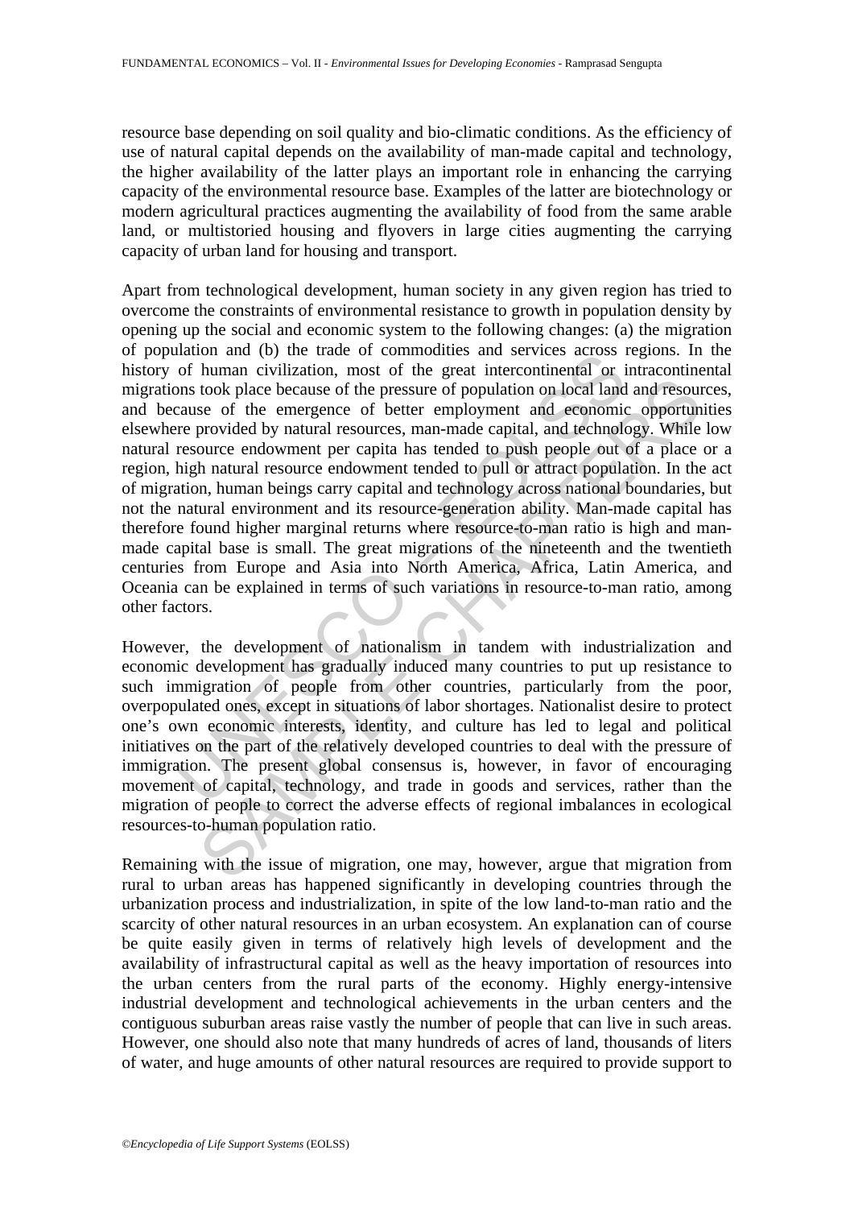resource base depending on soil quality and bio-climatic conditions. As the efficiency of use of natural capital depends on the availability of man-made capital and technology, the higher availability of the latter plays an important role in enhancing the carrying capacity of the environmental resource base. Examples of the latter are biotechnology or modern agricultural practices augmenting the availability of food from the same arable land, or multistoried housing and flyovers in large cities augmenting the carrying capacity of urban land for housing and transport.

Apart from technological development, human society in any given region has tried to overcome the constraints of environmental resistance to growth in population density by opening up the social and economic system to the following changes: (a) the migration of population and (b) the trade of commodities and services across regions. In the history of human civilization, most of the great intercontinental or intracontinental migrations took place because of the pressure of population on local land and resources, and because of the emergence of better employment and economic opportunities elsewhere provided by natural resources, man-made capital, and technology. While low natural resource endowment per capita has tended to push people out of a place or a region, high natural resource endowment tended to pull or attract population. In the act of migration, human beings carry capital and technology across national boundaries, but not the natural environment and its resource-generation ability. Man-made capital has therefore found higher marginal returns where resource-to-man ratio is high and man-made capital base is small. The great migrations of the nineteenth and the twentieth centuries from Europe and Asia into North America, Africa, Latin America, and Oceania can be explained in terms of such variations in resource-to-man ratio, among other factors.

However, the development of nationalism in tandem with industrialization and economic development has gradually induced many countries to put up resistance to such immigration of people from other countries, particularly from the poor, overpopulated ones, except in situations of labor shortages. Nationalist desire to protect one's own economic interests, identity, and culture has led to legal and political initiatives on the part of the relatively developed countries to deal with the pressure of immigration. The present global consensus is, however, in favor of encouraging movement of capital, technology, and trade in goods and services, rather than the migration of people to correct the adverse effects of regional imbalances in ecological resources-to-human population ratio.

Remaining with the issue of migration, one may, however, argue that migration from rural to urban areas has happened significantly in developing countries through the urbanization process and industrialization, in spite of the low land-to-man ratio and the scarcity of other natural resources in an urban ecosystem. An explanation can of course be quite easily given in terms of relatively high levels of development and the availability of infrastructural capital as well as the heavy importation of resources into the urban centers from the rural parts of the economy. Highly energy-intensive industrial development and technological achievements in the urban centers and the contiguous suburban areas raise vastly the number of people that can live in such areas. However, one should also note that many hundreds of acres of land, thousands of liters of water, and huge amounts of other natural resources are required to provide support to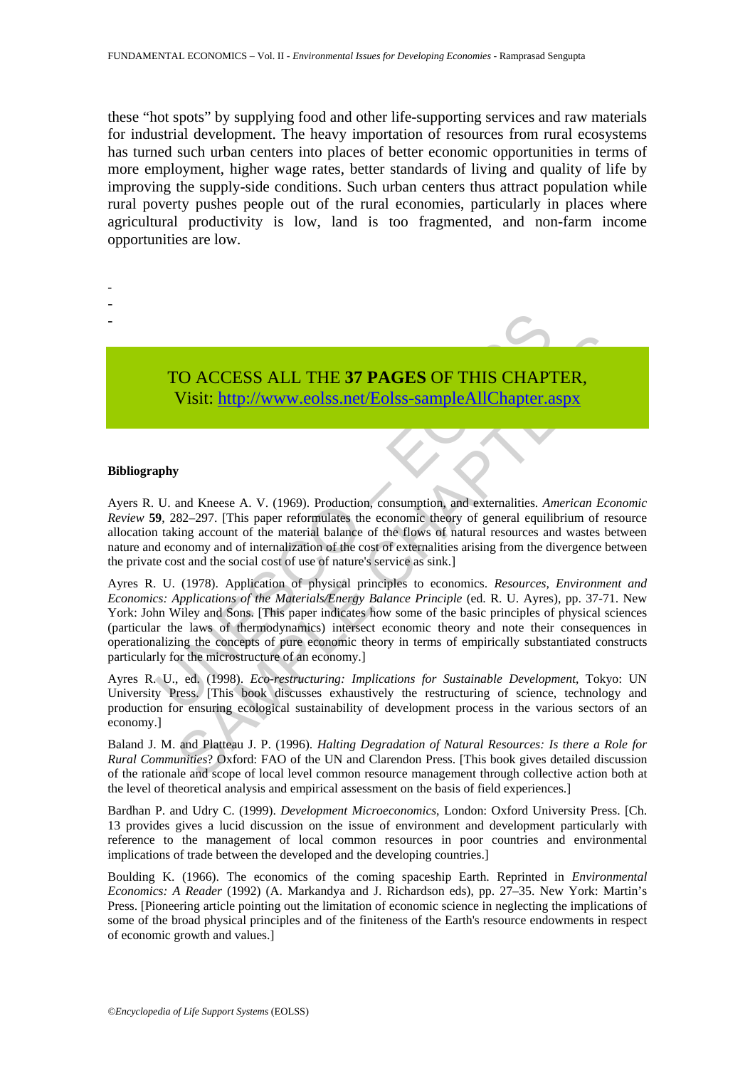these "hot spots" by supplying food and other life-supporting services and raw materials for industrial development. The heavy importation of resources from rural ecosystems has turned such urban centers into places of better economic opportunities in terms of more employment, higher wage rates, better standards of living and quality of life by improving the supply-side conditions. Such urban centers thus attract population while rural poverty pushes people out of the rural economies, particularly in places where agricultural productivity is low, land is too fragmented, and non-farm income opportunities are low.

-
-
-

TO ACCESS ALL THE **37 PAGES** OF THIS CHAPTER,
Visit: http://www.eolss.net/Eolss-sampleAllChapter.aspx

**Bibliography**

Ayers R. U. and Kneese A. V. (1969). Production, consumption, and externalities. *American Economic Review* **59**, 282–297. [This paper reformulates the economic theory of general equilibrium of resource allocation taking account of the material balance of the flows of natural resources and wastes between nature and economy and of internalization of the cost of externalities arising from the divergence between the private cost and the social cost of use of nature's service as sink.]

Ayres R. U. (1978). Application of physical principles to economics. *Resources, Environment and Economics: Applications of the Materials/Energy Balance Principle* (ed. R. U. Ayres), pp. 37-71. New York: John Wiley and Sons. [This paper indicates how some of the basic principles of physical sciences (particular the laws of thermodynamics) intersect economic theory and note their consequences in operationalizing the concepts of pure economic theory in terms of empirically substantiated constructs particularly for the microstructure of an economy.]

Ayres R. U., ed. (1998). *Eco-restructuring: Implications for Sustainable Development*, Tokyo: UN University Press. [This book discusses exhaustively the restructuring of science, technology and production for ensuring ecological sustainability of development process in the various sectors of an economy.]

Baland J. M. and Platteau J. P. (1996). *Halting Degradation of Natural Resources: Is there a Role for Rural Communities*? Oxford: FAO of the UN and Clarendon Press. [This book gives detailed discussion of the rationale and scope of local level common resource management through collective action both at the level of theoretical analysis and empirical assessment on the basis of field experiences.]

Bardhan P. and Udry C. (1999). *Development Microeconomics*, London: Oxford University Press. [Ch. 13 provides gives a lucid discussion on the issue of environment and development particularly with reference to the management of local common resources in poor countries and environmental implications of trade between the developed and the developing countries.]

Boulding K. (1966). The economics of the coming spaceship Earth. Reprinted in *Environmental Economics: A Reader* (1992) (A. Markandya and J. Richardson eds), pp. 27–35. New York: Martin's Press. [Pioneering article pointing out the limitation of economic science in neglecting the implications of some of the broad physical principles and of the finiteness of the Earth's resource endowments in respect of economic growth and values.]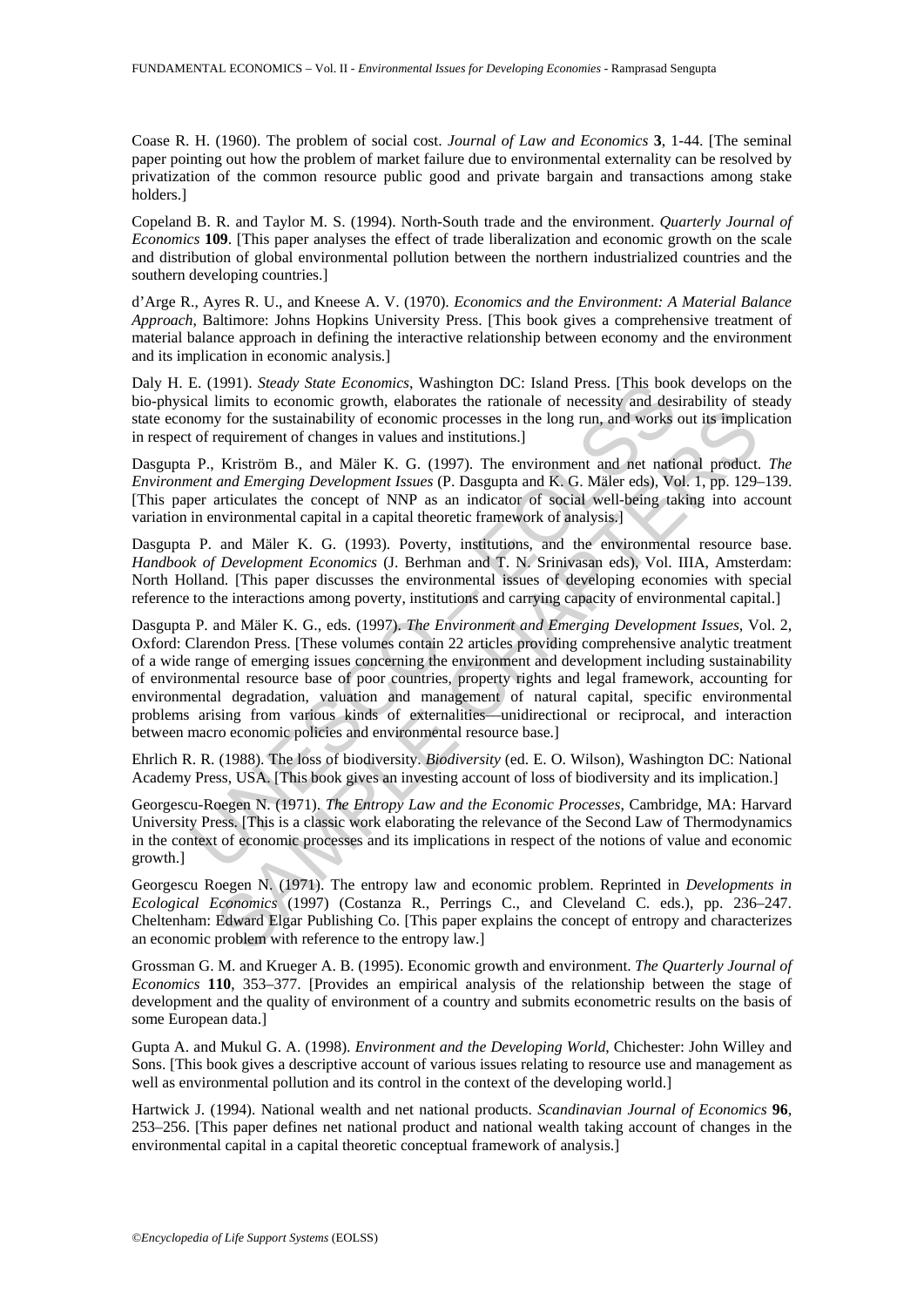Coase R. H. (1960). The problem of social cost. *Journal of Law and Economics* **3**, 1-44. [The seminal paper pointing out how the problem of market failure due to environmental externality can be resolved by privatization of the common resource public good and private bargain and transactions among stake holders.]

Copeland B. R. and Taylor M. S. (1994). North-South trade and the environment. *Quarterly Journal of Economics* **109**. [This paper analyses the effect of trade liberalization and economic growth on the scale and distribution of global environmental pollution between the northern industrialized countries and the southern developing countries.]

d'Arge R., Ayres R. U., and Kneese A. V. (1970). *Economics and the Environment: A Material Balance Approach*, Baltimore: Johns Hopkins University Press. [This book gives a comprehensive treatment of material balance approach in defining the interactive relationship between economy and the environment and its implication in economic analysis.]

Daly H. E. (1991). *Steady State Economics*, Washington DC: Island Press. [This book develops on the bio-physical limits to economic growth, elaborates the rationale of necessity and desirability of steady state economy for the sustainability of economic processes in the long run, and works out its implication in respect of requirement of changes in values and institutions.]

Dasgupta P., Kriström B., and Mäler K. G. (1997). The environment and net national product. *The Environment and Emerging Development Issues* (P. Dasgupta and K. G. Mäler eds), Vol. 1, pp. 129–139. [This paper articulates the concept of NNP as an indicator of social well-being taking into account variation in environmental capital in a capital theoretic framework of analysis.]

Dasgupta P. and Mäler K. G. (1993). Poverty, institutions, and the environmental resource base. *Handbook of Development Economics* (J. Berhman and T. N. Srinivasan eds), Vol. IIIA, Amsterdam: North Holland. [This paper discusses the environmental issues of developing economies with special reference to the interactions among poverty, institutions and carrying capacity of environmental capital.]

Dasgupta P. and Mäler K. G., eds. (1997). *The Environment and Emerging Development Issues*, Vol. 2, Oxford: Clarendon Press. [These volumes contain 22 articles providing comprehensive analytic treatment of a wide range of emerging issues concerning the environment and development including sustainability of environmental resource base of poor countries, property rights and legal framework, accounting for environmental degradation, valuation and management of natural capital, specific environmental problems arising from various kinds of externalities—unidirectional or reciprocal, and interaction between macro economic policies and environmental resource base.]

Ehrlich R. R. (1988). The loss of biodiversity. *Biodiversity* (ed. E. O. Wilson), Washington DC: National Academy Press, USA. [This book gives an investing account of loss of biodiversity and its implication.]

Georgescu-Roegen N. (1971). *The Entropy Law and the Economic Processes*, Cambridge, MA: Harvard University Press. [This is a classic work elaborating the relevance of the Second Law of Thermodynamics in the context of economic processes and its implications in respect of the notions of value and economic growth.]

Georgescu Roegen N. (1971). The entropy law and economic problem. Reprinted in *Developments in Ecological Economics* (1997) (Costanza R., Perrings C., and Cleveland C. eds.), pp. 236–247. Cheltenham: Edward Elgar Publishing Co. [This paper explains the concept of entropy and characterizes an economic problem with reference to the entropy law.]

Grossman G. M. and Krueger A. B. (1995). Economic growth and environment. *The Quarterly Journal of Economics* **110**, 353–377. [Provides an empirical analysis of the relationship between the stage of development and the quality of environment of a country and submits econometric results on the basis of some European data.]

Gupta A. and Mukul G. A. (1998). *Environment and the Developing World*, Chichester: John Willey and Sons. [This book gives a descriptive account of various issues relating to resource use and management as well as environmental pollution and its control in the context of the developing world.]

Hartwick J. (1994). National wealth and net national products. *Scandinavian Journal of Economics* **96**, 253–256. [This paper defines net national product and national wealth taking account of changes in the environmental capital in a capital theoretic conceptual framework of analysis.]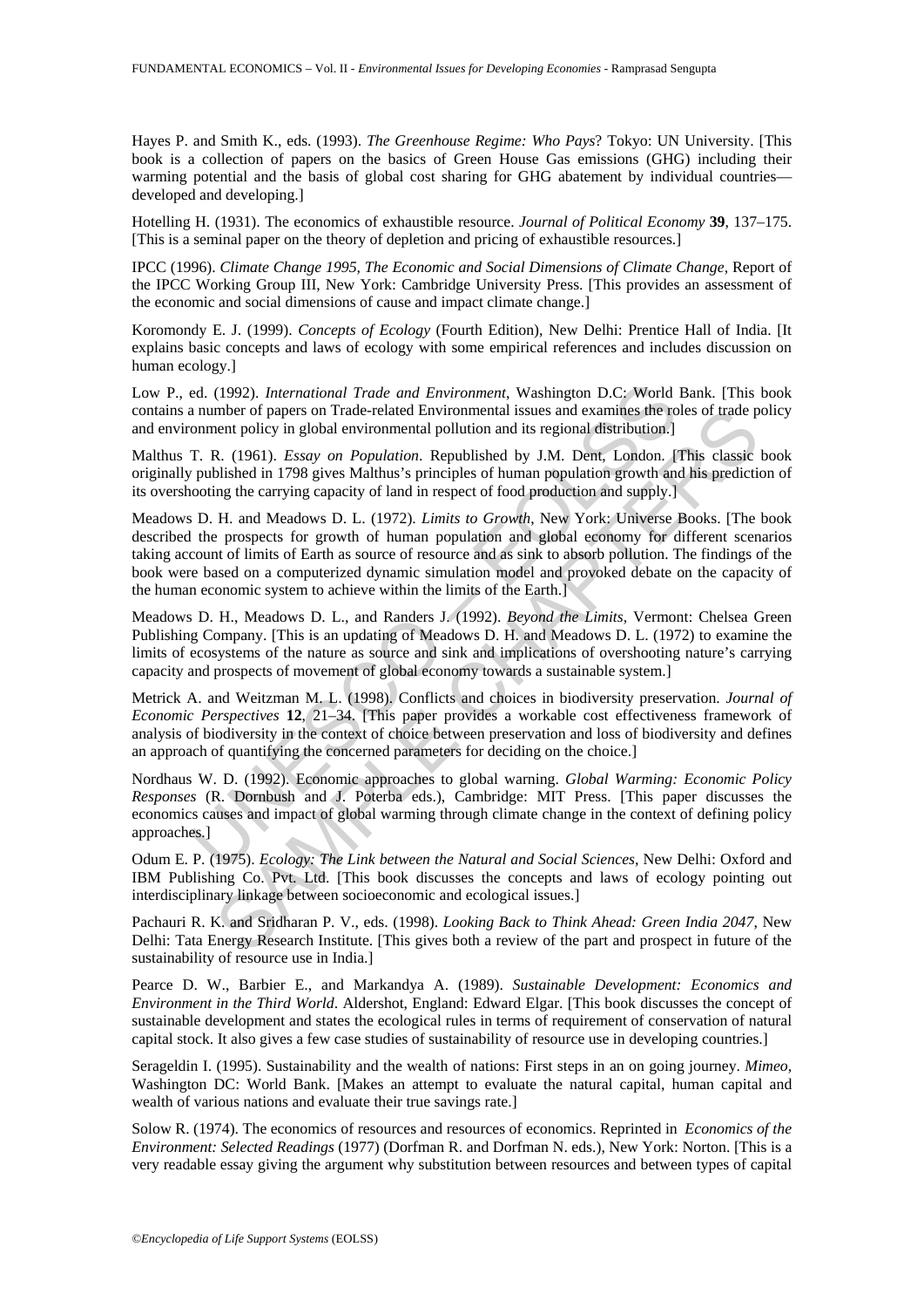Hayes P. and Smith K., eds. (1993). *The Greenhouse Regime: Who Pays*? Tokyo: UN University. [This book is a collection of papers on the basics of Green House Gas emissions (GHG) including their warming potential and the basis of global cost sharing for GHG abatement by individual countries—developed and developing.]

Hotelling H. (1931). The economics of exhaustible resource. *Journal of Political Economy* **39**, 137–175. [This is a seminal paper on the theory of depletion and pricing of exhaustible resources.]

IPCC (1996). *Climate Change 1995, The Economic and Social Dimensions of Climate Change*, Report of the IPCC Working Group III, New York: Cambridge University Press. [This provides an assessment of the economic and social dimensions of cause and impact climate change.]

Koromondy E. J. (1999). *Concepts of Ecology* (Fourth Edition), New Delhi: Prentice Hall of India. [It explains basic concepts and laws of ecology with some empirical references and includes discussion on human ecology.]

Low P., ed. (1992). *International Trade and Environment*, Washington D.C: World Bank. [This book contains a number of papers on Trade-related Environmental issues and examines the roles of trade policy and environment policy in global environmental pollution and its regional distribution.]

Malthus T. R. (1961). *Essay on Population*. Republished by J.M. Dent, London. [This classic book originally published in 1798 gives Malthus's principles of human population growth and his prediction of its overshooting the carrying capacity of land in respect of food production and supply.]

Meadows D. H. and Meadows D. L. (1972). *Limits to Growth*, New York: Universe Books. [The book described the prospects for growth of human population and global economy for different scenarios taking account of limits of Earth as source of resource and as sink to absorb pollution. The findings of the book were based on a computerized dynamic simulation model and provoked debate on the capacity of the human economic system to achieve within the limits of the Earth.]

Meadows D. H., Meadows D. L., and Randers J. (1992). *Beyond the Limits*, Vermont: Chelsea Green Publishing Company. [This is an updating of Meadows D. H. and Meadows D. L. (1972) to examine the limits of ecosystems of the nature as source and sink and implications of overshooting nature's carrying capacity and prospects of movement of global economy towards a sustainable system.]

Metrick A. and Weitzman M. L. (1998). Conflicts and choices in biodiversity preservation. *Journal of Economic Perspectives* **12**, 21–34. [This paper provides a workable cost effectiveness framework of analysis of biodiversity in the context of choice between preservation and loss of biodiversity and defines an approach of quantifying the concerned parameters for deciding on the choice.]

Nordhaus W. D. (1992). Economic approaches to global warning. *Global Warming: Economic Policy Responses* (R. Dornbush and J. Poterba eds.), Cambridge: MIT Press. [This paper discusses the economics causes and impact of global warming through climate change in the context of defining policy approaches.]

Odum E. P. (1975). *Ecology: The Link between the Natural and Social Sciences*, New Delhi: Oxford and IBM Publishing Co. Pvt. Ltd. [This book discusses the concepts and laws of ecology pointing out interdisciplinary linkage between socioeconomic and ecological issues.]

Pachauri R. K. and Sridharan P. V., eds. (1998). *Looking Back to Think Ahead: Green India 2047*, New Delhi: Tata Energy Research Institute. [This gives both a review of the part and prospect in future of the sustainability of resource use in India.]

Pearce D. W., Barbier E., and Markandya A. (1989). *Sustainable Development: Economics and Environment in the Third World*. Aldershot, England: Edward Elgar. [This book discusses the concept of sustainable development and states the ecological rules in terms of requirement of conservation of natural capital stock. It also gives a few case studies of sustainability of resource use in developing countries.]

Serageldin I. (1995). Sustainability and the wealth of nations: First steps in an on going journey. *Mimeo*, Washington DC: World Bank. [Makes an attempt to evaluate the natural capital, human capital and wealth of various nations and evaluate their true savings rate.]

Solow R. (1974). The economics of resources and resources of economics. Reprinted in *Economics of the Environment: Selected Readings* (1977) (Dorfman R. and Dorfman N. eds.), New York: Norton. [This is a very readable essay giving the argument why substitution between resources and between types of capital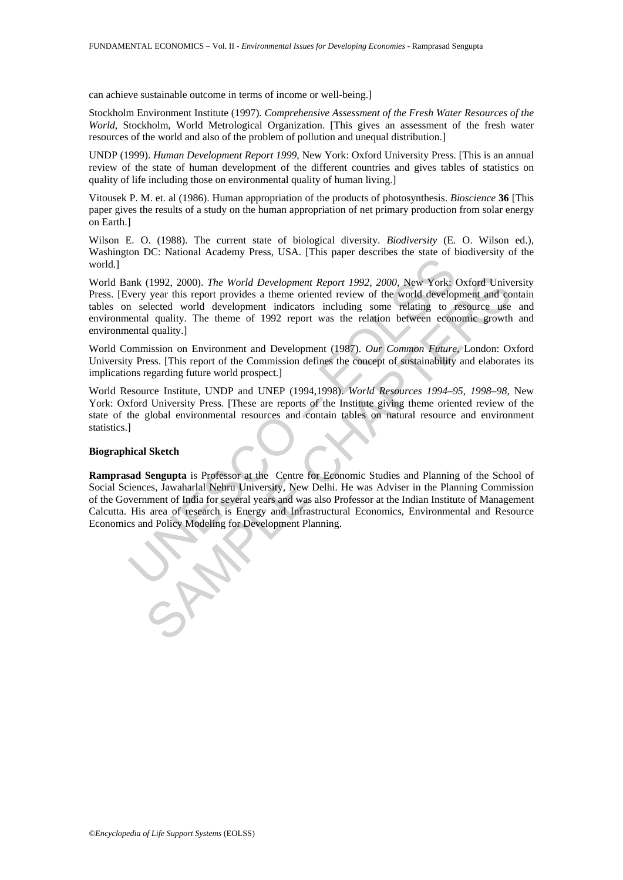can achieve sustainable outcome in terms of income or well-being.]

Stockholm Environment Institute (1997). *Comprehensive Assessment of the Fresh Water Resources of the World*, Stockholm, World Metrological Organization. [This gives an assessment of the fresh water resources of the world and also of the problem of pollution and unequal distribution.]

UNDP (1999). *Human Development Report 1999*, New York: Oxford University Press. [This is an annual review of the state of human development of the different countries and gives tables of statistics on quality of life including those on environmental quality of human living.]

Vitousek P. M. et. al (1986). Human appropriation of the products of photosynthesis. *Bioscience* **36** [This paper gives the results of a study on the human appropriation of net primary production from solar energy on Earth.]

Wilson E. O. (1988). The current state of biological diversity. *Biodiversity* (E. O. Wilson ed.), Washington DC: National Academy Press, USA. [This paper describes the state of biodiversity of the world.]

World Bank (1992, 2000). *The World Development Report 1992, 2000*, New York: Oxford University Press. [Every year this report provides a theme oriented review of the world development and contain tables on selected world development indicators including some relating to resource use and environmental quality. The theme of 1992 report was the relation between economic growth and environmental quality.]

World Commission on Environment and Development (1987). *Our Common Future*, London: Oxford University Press. [This report of the Commission defines the concept of sustainability and elaborates its implications regarding future world prospect.]

World Resource Institute, UNDP and UNEP (1994,1998). *World Resources 1994–95, 1998–98*, New York: Oxford University Press. [These are reports of the Institute giving theme oriented review of the state of the global environmental resources and contain tables on natural resource and environment statistics.]

**Biographical Sketch**

**Ramprasad Sengupta** is Professor at the Centre for Economic Studies and Planning of the School of Social Sciences, Jawaharlal Nehru University, New Delhi. He was Adviser in the Planning Commission of the Government of India for several years and was also Professor at the Indian Institute of Management Calcutta. His area of research is Energy and Infrastructural Economics, Environmental and Resource Economics and Policy Modeling for Development Planning.